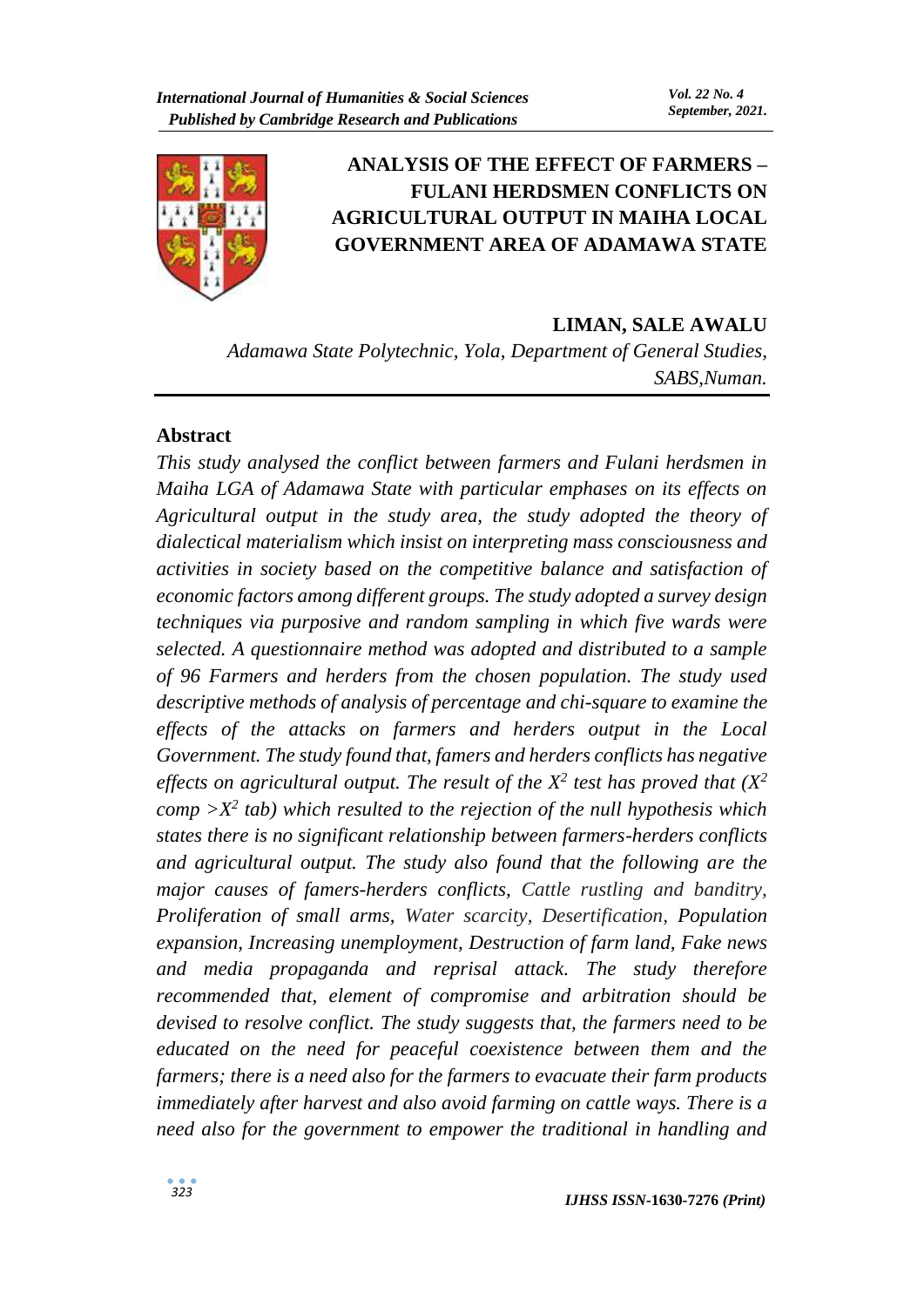# ANALYSIS OF THE EFFECT OF FARMERS – FULANI HERDSMEN CONFLICTS ON AGRICULTURAL OUTPUT IN MAIHA LOCAL GOVERNMENT AREA OF ADAMAWA STATE

**LIMAN, SALE AWALU**

*Adamawa State Polytechnic, Yola, Department of General Studies, SABS,Numan.*

## Abstract

*This study analysed the conflict between farmers and Fulani herdsmen in Maiha LGA of Adamawa State with particular emphases on its effects on Agricultural output in the study area, the study adopted the theory of dialectical materialism which insist on interpreting mass consciousness and activities in society based on the competitive balance and satisfaction of economic factors among different groups. The study adopted a survey design techniques via purposive and random sampling in which five wards were selected. A questionnaire method was adopted and distributed to a sample of 96 Farmers and herders from the chosen population. The study used descriptive methods of analysis of percentage and chi-square to examine the effects of the attacks on farmers and herders output in the Local Government. The study found that, famers and herders conflicts has negative effects on agricultural output. The result of the $X^2$ test has proved that ($X^2$ comp $>X^2$ tab) which resulted to the rejection of the null hypothesis which states there is no significant relationship between farmers-herders conflicts and agricultural output. The study also found that the following are the major causes of famers-herders conflicts, Cattle rustling and banditry, Proliferation of small arms, Water scarcity, Desertification, Population expansion, Increasing unemployment, Destruction of farm land, Fake news and media propaganda and reprisal attack. The study therefore recommended that, element of compromise and arbitration should be devised to resolve conflict. The study suggests that, the farmers need to be educated on the need for peaceful coexistence between them and the farmers; there is a need also for the farmers to evacuate their farm products immediately after harvest and also avoid farming on cattle ways. There is a need also for the government to empower the traditional in handling and*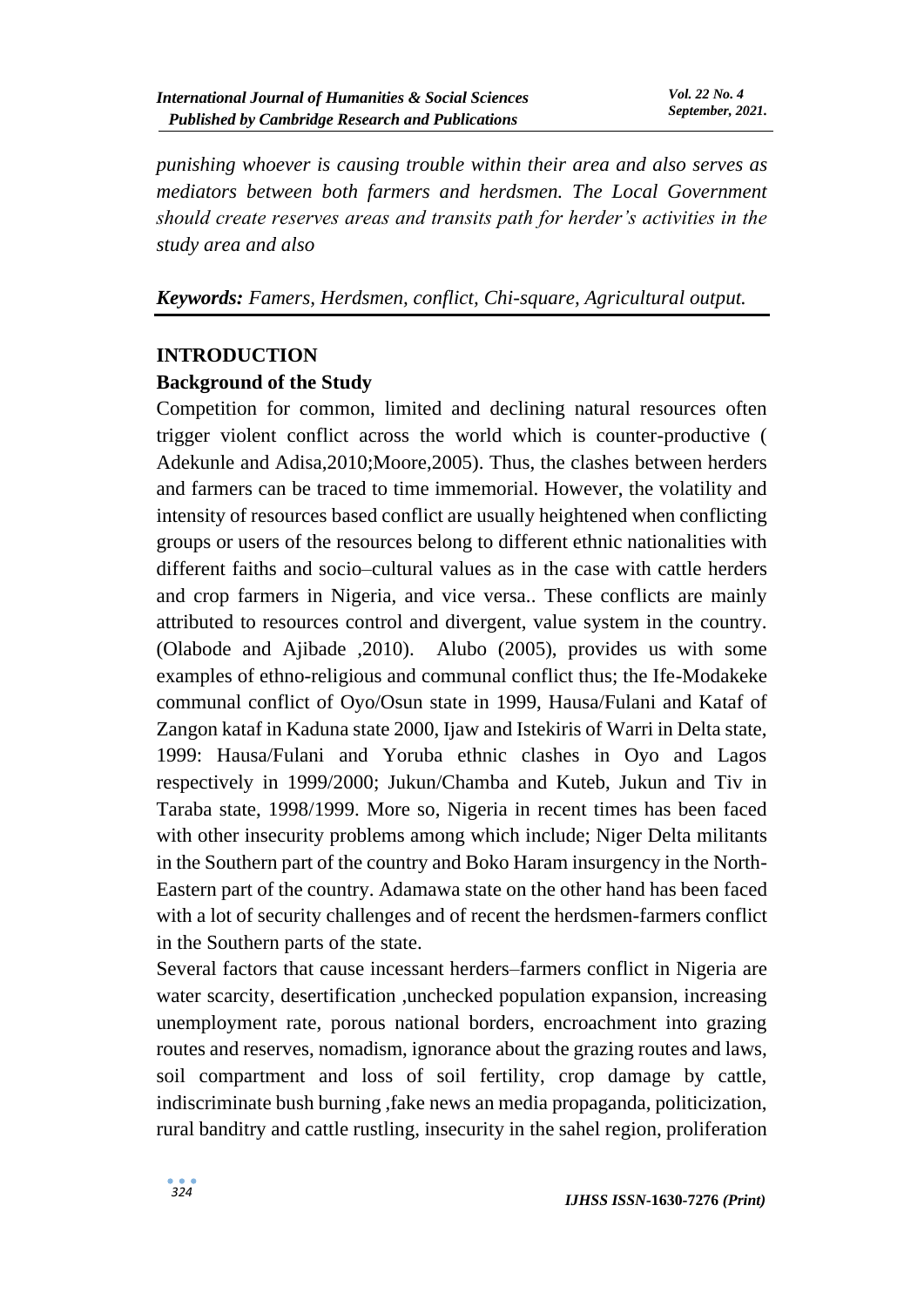*punishing whoever is causing trouble within their area and also serves as mediators between both farmers and herdsmen. The Local Government should create reserves areas and transits path for herder's activities in the study area and also*

***Keywords:** Famers, Herdsmen, conflict, Chi-square, Agricultural output.*

## INTRODUCTION

### Background of the Study

Competition for common, limited and declining natural resources often trigger violent conflict across the world which is counter-productive ( Adekunle and Adisa,2010;Moore,2005). Thus, the clashes between herders and farmers can be traced to time immemorial. However, the volatility and intensity of resources based conflict are usually heightened when conflicting groups or users of the resources belong to different ethnic nationalities with different faiths and socio–cultural values as in the case with cattle herders and crop farmers in Nigeria, and vice versa.. These conflicts are mainly attributed to resources control and divergent, value system in the country. (Olabode and Ajibade ,2010). Alubo (2005), provides us with some examples of ethno-religious and communal conflict thus; the Ife-Modakeke communal conflict of Oyo/Osun state in 1999, Hausa/Fulani and Kataf of Zangon kataf in Kaduna state 2000, Ijaw and Istekiris of Warri in Delta state, 1999: Hausa/Fulani and Yoruba ethnic clashes in Oyo and Lagos respectively in 1999/2000; Jukun/Chamba and Kuteb, Jukun and Tiv in Taraba state, 1998/1999. More so, Nigeria in recent times has been faced with other insecurity problems among which include; Niger Delta militants in the Southern part of the country and Boko Haram insurgency in the North-Eastern part of the country. Adamawa state on the other hand has been faced with a lot of security challenges and of recent the herdsmen-farmers conflict in the Southern parts of the state.

Several factors that cause incessant herders–farmers conflict in Nigeria are water scarcity, desertification ,unchecked population expansion, increasing unemployment rate, porous national borders, encroachment into grazing routes and reserves, nomadism, ignorance about the grazing routes and laws, soil compartment and loss of soil fertility, crop damage by cattle, indiscriminate bush burning ,fake news an media propaganda, politicization, rural banditry and cattle rustling, insecurity in the sahel region, proliferation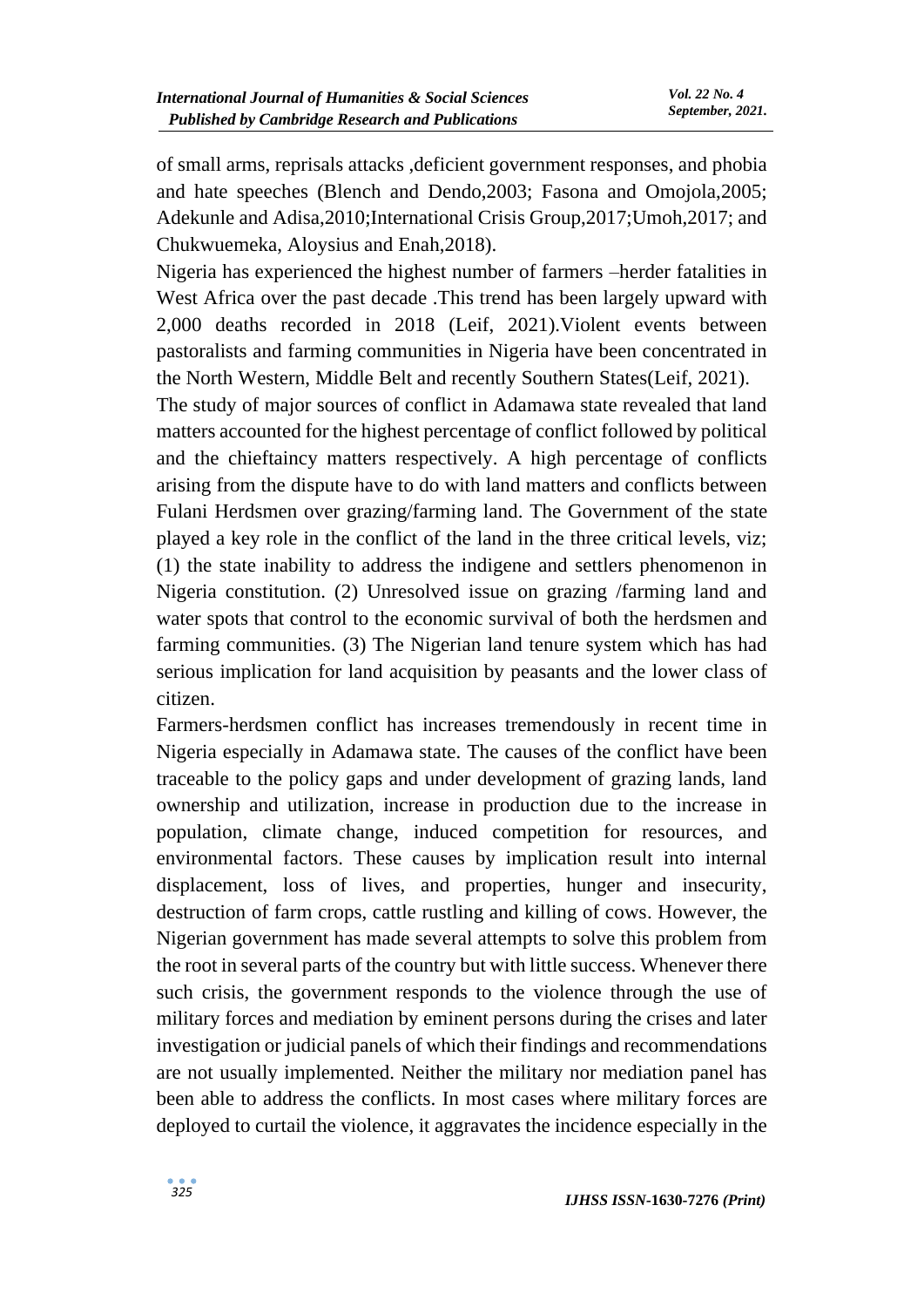of small arms, reprisals attacks ,deficient government responses, and phobia and hate speeches (Blench and Dendo,2003; Fasona and Omojola,2005; Adekunle and Adisa,2010;International Crisis Group,2017;Umoh,2017; and Chukwuemeka, Aloysius and Enah,2018).

Nigeria has experienced the highest number of farmers –herder fatalities in West Africa over the past decade .This trend has been largely upward with 2,000 deaths recorded in 2018 (Leif, 2021).Violent events between pastoralists and farming communities in Nigeria have been concentrated in the North Western, Middle Belt and recently Southern States(Leif, 2021).

The study of major sources of conflict in Adamawa state revealed that land matters accounted for the highest percentage of conflict followed by political and the chieftaincy matters respectively. A high percentage of conflicts arising from the dispute have to do with land matters and conflicts between Fulani Herdsmen over grazing/farming land. The Government of the state played a key role in the conflict of the land in the three critical levels, viz; (1) the state inability to address the indigene and settlers phenomenon in Nigeria constitution. (2) Unresolved issue on grazing /farming land and water spots that control to the economic survival of both the herdsmen and farming communities. (3) The Nigerian land tenure system which has had serious implication for land acquisition by peasants and the lower class of citizen.

Farmers-herdsmen conflict has increases tremendously in recent time in Nigeria especially in Adamawa state. The causes of the conflict have been traceable to the policy gaps and under development of grazing lands, land ownership and utilization, increase in production due to the increase in population, climate change, induced competition for resources, and environmental factors. These causes by implication result into internal displacement, loss of lives, and properties, hunger and insecurity, destruction of farm crops, cattle rustling and killing of cows. However, the Nigerian government has made several attempts to solve this problem from the root in several parts of the country but with little success. Whenever there such crisis, the government responds to the violence through the use of military forces and mediation by eminent persons during the crises and later investigation or judicial panels of which their findings and recommendations are not usually implemented. Neither the military nor mediation panel has been able to address the conflicts. In most cases where military forces are deployed to curtail the violence, it aggravates the incidence especially in the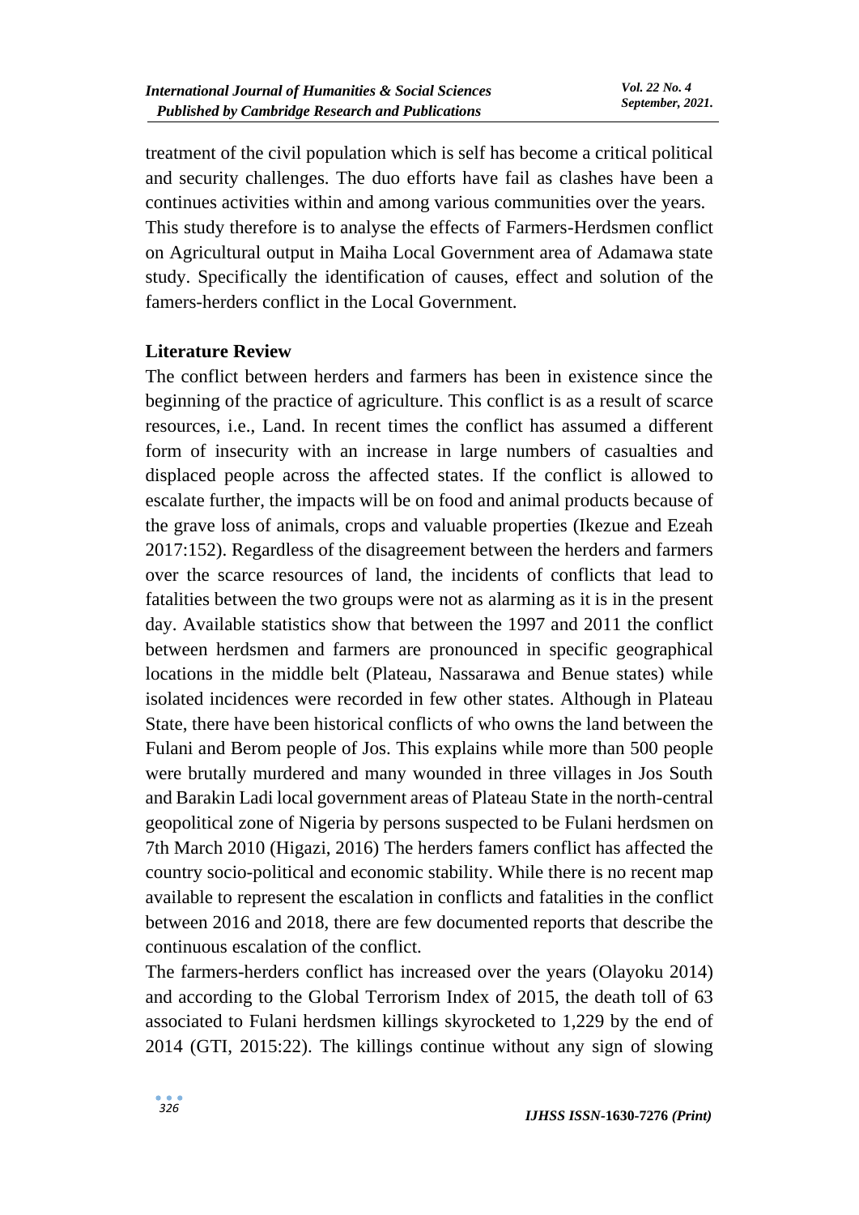treatment of the civil population which is self has become a critical political and security challenges. The duo efforts have fail as clashes have been a continues activities within and among various communities over the years. This study therefore is to analyse the effects of Farmers-Herdsmen conflict on Agricultural output in Maiha Local Government area of Adamawa state study. Specifically the identification of causes, effect and solution of the famers-herders conflict in the Local Government.

## Literature Review

The conflict between herders and farmers has been in existence since the beginning of the practice of agriculture. This conflict is as a result of scarce resources, i.e., Land. In recent times the conflict has assumed a different form of insecurity with an increase in large numbers of casualties and displaced people across the affected states. If the conflict is allowed to escalate further, the impacts will be on food and animal products because of the grave loss of animals, crops and valuable properties (Ikezue and Ezeah 2017:152). Regardless of the disagreement between the herders and farmers over the scarce resources of land, the incidents of conflicts that lead to fatalities between the two groups were not as alarming as it is in the present day. Available statistics show that between the 1997 and 2011 the conflict between herdsmen and farmers are pronounced in specific geographical locations in the middle belt (Plateau, Nassarawa and Benue states) while isolated incidences were recorded in few other states. Although in Plateau State, there have been historical conflicts of who owns the land between the Fulani and Berom people of Jos. This explains while more than 500 people were brutally murdered and many wounded in three villages in Jos South and Barakin Ladi local government areas of Plateau State in the north-central geopolitical zone of Nigeria by persons suspected to be Fulani herdsmen on 7th March 2010 (Higazi, 2016) The herders famers conflict has affected the country socio-political and economic stability. While there is no recent map available to represent the escalation in conflicts and fatalities in the conflict between 2016 and 2018, there are few documented reports that describe the continuous escalation of the conflict.

The farmers-herders conflict has increased over the years (Olayoku 2014) and according to the Global Terrorism Index of 2015, the death toll of 63 associated to Fulani herdsmen killings skyrocketed to 1,229 by the end of 2014 (GTI, 2015:22). The killings continue without any sign of slowing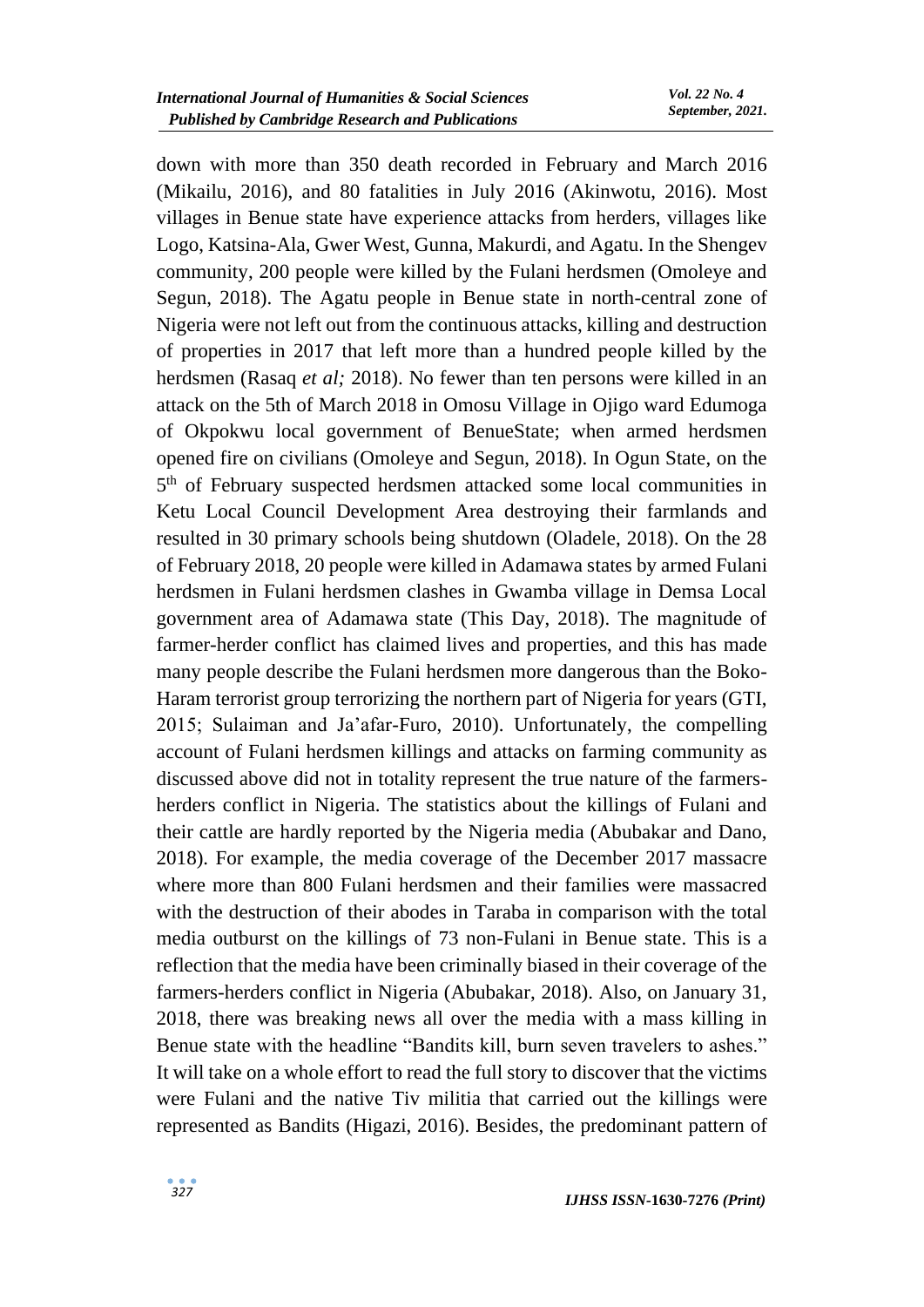down with more than 350 death recorded in February and March 2016 (Mikailu, 2016), and 80 fatalities in July 2016 (Akinwotu, 2016). Most villages in Benue state have experience attacks from herders, villages like Logo, Katsina-Ala, Gwer West, Gunna, Makurdi, and Agatu. In the Shengev community, 200 people were killed by the Fulani herdsmen (Omoleye and Segun, 2018). The Agatu people in Benue state in north-central zone of Nigeria were not left out from the continuous attacks, killing and destruction of properties in 2017 that left more than a hundred people killed by the herdsmen (Rasaq *et al;* 2018). No fewer than ten persons were killed in an attack on the 5th of March 2018 in Omosu Village in Ojigo ward Edumoga of Okpokwu local government of BenueState; when armed herdsmen opened fire on civilians (Omoleye and Segun, 2018). In Ogun State, on the 5th of February suspected herdsmen attacked some local communities in Ketu Local Council Development Area destroying their farmlands and resulted in 30 primary schools being shutdown (Oladele, 2018). On the 28 of February 2018, 20 people were killed in Adamawa states by armed Fulani herdsmen in Fulani herdsmen clashes in Gwamba village in Demsa Local government area of Adamawa state (This Day, 2018). The magnitude of farmer-herder conflict has claimed lives and properties, and this has made many people describe the Fulani herdsmen more dangerous than the Boko-Haram terrorist group terrorizing the northern part of Nigeria for years (GTI, 2015; Sulaiman and Ja'afar-Furo, 2010). Unfortunately, the compelling account of Fulani herdsmen killings and attacks on farming community as discussed above did not in totality represent the true nature of the farmers-herders conflict in Nigeria. The statistics about the killings of Fulani and their cattle are hardly reported by the Nigeria media (Abubakar and Dano, 2018). For example, the media coverage of the December 2017 massacre where more than 800 Fulani herdsmen and their families were massacred with the destruction of their abodes in Taraba in comparison with the total media outburst on the killings of 73 non-Fulani in Benue state. This is a reflection that the media have been criminally biased in their coverage of the farmers-herders conflict in Nigeria (Abubakar, 2018). Also, on January 31, 2018, there was breaking news all over the media with a mass killing in Benue state with the headline "Bandits kill, burn seven travelers to ashes." It will take on a whole effort to read the full story to discover that the victims were Fulani and the native Tiv militia that carried out the killings were represented as Bandits (Higazi, 2016). Besides, the predominant pattern of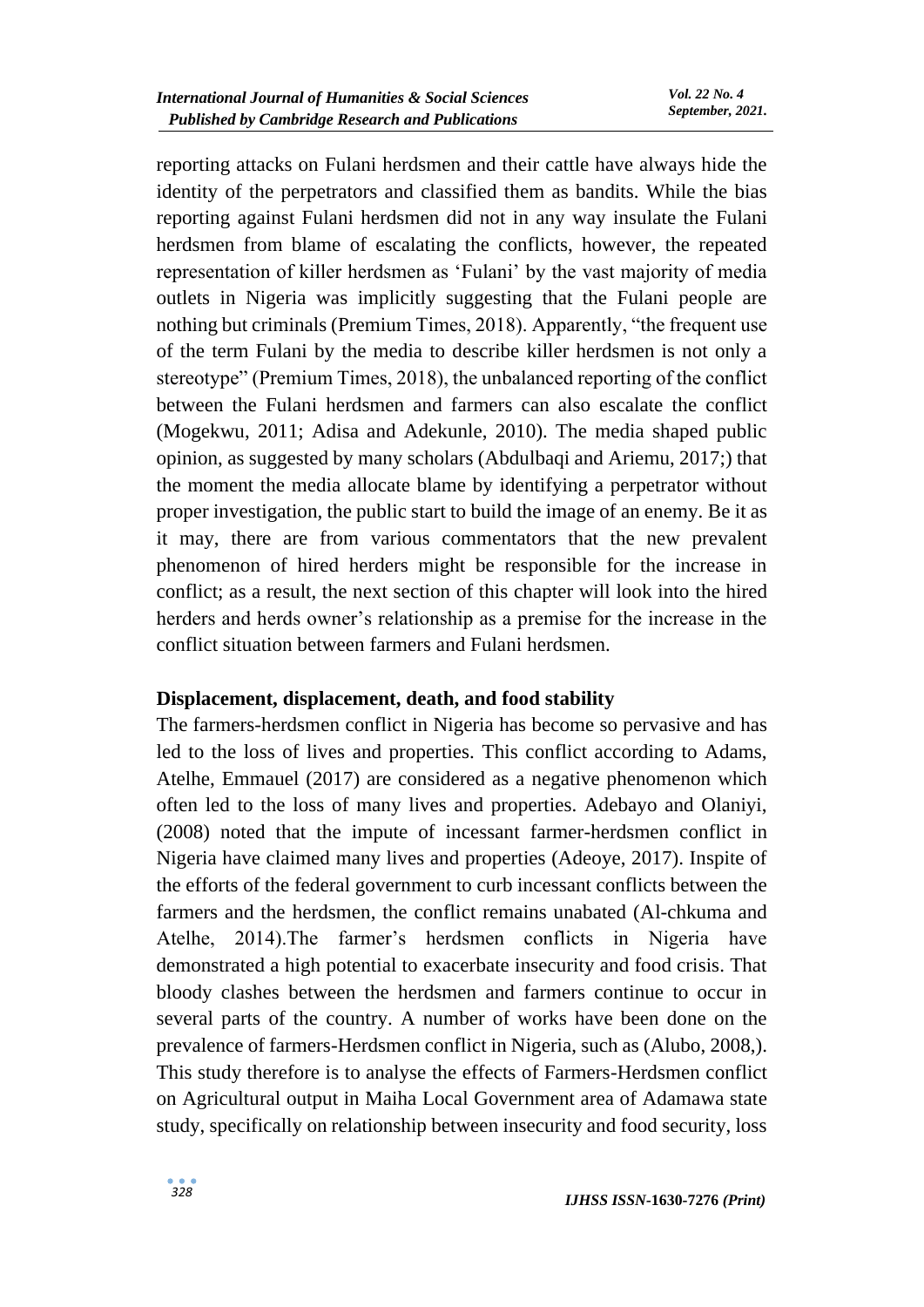reporting attacks on Fulani herdsmen and their cattle have always hide the identity of the perpetrators and classified them as bandits. While the bias reporting against Fulani herdsmen did not in any way insulate the Fulani herdsmen from blame of escalating the conflicts, however, the repeated representation of killer herdsmen as 'Fulani' by the vast majority of media outlets in Nigeria was implicitly suggesting that the Fulani people are nothing but criminals (Premium Times, 2018). Apparently, "the frequent use of the term Fulani by the media to describe killer herdsmen is not only a stereotype" (Premium Times, 2018), the unbalanced reporting of the conflict between the Fulani herdsmen and farmers can also escalate the conflict (Mogekwu, 2011; Adisa and Adekunle, 2010). The media shaped public opinion, as suggested by many scholars (Abdulbaqi and Ariemu, 2017;) that the moment the media allocate blame by identifying a perpetrator without proper investigation, the public start to build the image of an enemy. Be it as it may, there are from various commentators that the new prevalent phenomenon of hired herders might be responsible for the increase in conflict; as a result, the next section of this chapter will look into the hired herders and herds owner's relationship as a premise for the increase in the conflict situation between farmers and Fulani herdsmen.

### Displacement, displacement, death, and food stability

The farmers-herdsmen conflict in Nigeria has become so pervasive and has led to the loss of lives and properties. This conflict according to Adams, Atelhe, Emmauel (2017) are considered as a negative phenomenon which often led to the loss of many lives and properties. Adebayo and Olaniyi, (2008) noted that the impute of incessant farmer-herdsmen conflict in Nigeria have claimed many lives and properties (Adeoye, 2017). Inspite of the efforts of the federal government to curb incessant conflicts between the farmers and the herdsmen, the conflict remains unabated (Al-chkuma and Atelhe, 2014).The farmer's herdsmen conflicts in Nigeria have demonstrated a high potential to exacerbate insecurity and food crisis. That bloody clashes between the herdsmen and farmers continue to occur in several parts of the country. A number of works have been done on the prevalence of farmers-Herdsmen conflict in Nigeria, such as (Alubo, 2008,). This study therefore is to analyse the effects of Farmers-Herdsmen conflict on Agricultural output in Maiha Local Government area of Adamawa state study, specifically on relationship between insecurity and food security, loss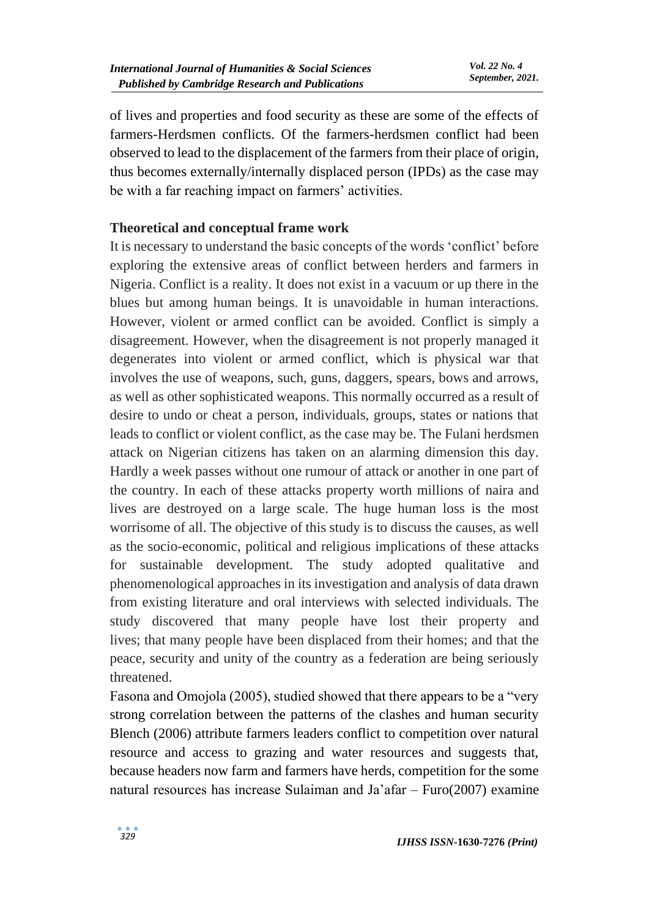of lives and properties and food security as these are some of the effects of farmers-Herdsmen conflicts. Of the farmers-herdsmen conflict had been observed to lead to the displacement of the farmers from their place of origin, thus becomes externally/internally displaced person (IPDs) as the case may be with a far reaching impact on farmers' activities.

## Theoretical and conceptual frame work

It is necessary to understand the basic concepts of the words 'conflict' before exploring the extensive areas of conflict between herders and farmers in Nigeria. Conflict is a reality. It does not exist in a vacuum or up there in the blues but among human beings. It is unavoidable in human interactions. However, violent or armed conflict can be avoided. Conflict is simply a disagreement. However, when the disagreement is not properly managed it degenerates into violent or armed conflict, which is physical war that involves the use of weapons, such, guns, daggers, spears, bows and arrows, as well as other sophisticated weapons. This normally occurred as a result of desire to undo or cheat a person, individuals, groups, states or nations that leads to conflict or violent conflict, as the case may be. The Fulani herdsmen attack on Nigerian citizens has taken on an alarming dimension this day. Hardly a week passes without one rumour of attack or another in one part of the country. In each of these attacks property worth millions of naira and lives are destroyed on a large scale. The huge human loss is the most worrisome of all. The objective of this study is to discuss the causes, as well as the socio-economic, political and religious implications of these attacks for sustainable development. The study adopted qualitative and phenomenological approaches in its investigation and analysis of data drawn from existing literature and oral interviews with selected individuals. The study discovered that many people have lost their property and lives; that many people have been displaced from their homes; and that the peace, security and unity of the country as a federation are being seriously threatened.

Fasona and Omojola (2005), studied showed that there appears to be a "very strong correlation between the patterns of the clashes and human security Blench (2006) attribute farmers leaders conflict to competition over natural resource and access to grazing and water resources and suggests that, because headers now farm and farmers have herds, competition for the some natural resources has increase Sulaiman and Ja'afar – Furo(2007) examine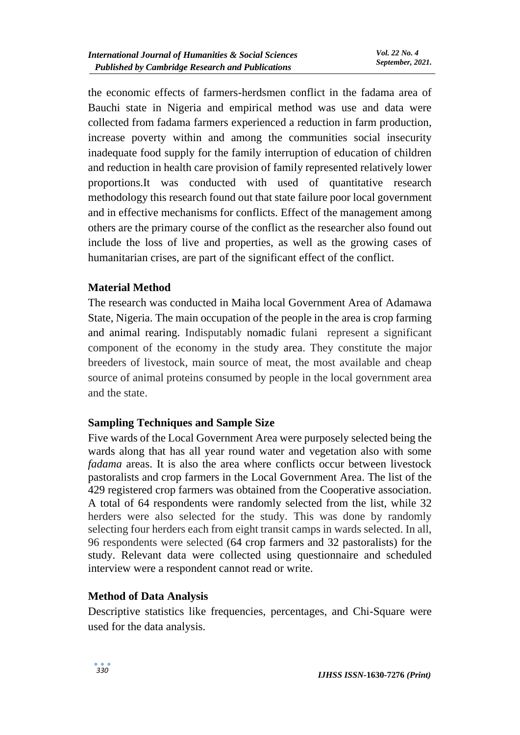the economic effects of farmers-herdsmen conflict in the fadama area of Bauchi state in Nigeria and empirical method was use and data were collected from fadama farmers experienced a reduction in farm production, increase poverty within and among the communities social insecurity inadequate food supply for the family interruption of education of children and reduction in health care provision of family represented relatively lower proportions.It was conducted with used of quantitative research methodology this research found out that state failure poor local government and in effective mechanisms for conflicts. Effect of the management among others are the primary course of the conflict as the researcher also found out include the loss of live and properties, as well as the growing cases of humanitarian crises, are part of the significant effect of the conflict.

## Material Method

The research was conducted in Maiha local Government Area of Adamawa State, Nigeria. The main occupation of the people in the area is crop farming and animal rearing. Indisputably nomadic fulani represent a significant component of the economy in the study area. They constitute the major breeders of livestock, main source of meat, the most available and cheap source of animal proteins consumed by people in the local government area and the state.

## Sampling Techniques and Sample Size

Five wards of the Local Government Area were purposely selected being the wards along that has all year round water and vegetation also with some *fadama* areas. It is also the area where conflicts occur between livestock pastoralists and crop farmers in the Local Government Area. The list of the 429 registered crop farmers was obtained from the Cooperative association. A total of 64 respondents were randomly selected from the list, while 32 herders were also selected for the study. This was done by randomly selecting four herders each from eight transit camps in wards selected. In all, 96 respondents were selected (64 crop farmers and 32 pastoralists) for the study. Relevant data were collected using questionnaire and scheduled interview were a respondent cannot read or write.

## Method of Data Analysis

Descriptive statistics like frequencies, percentages, and Chi-Square were used for the data analysis.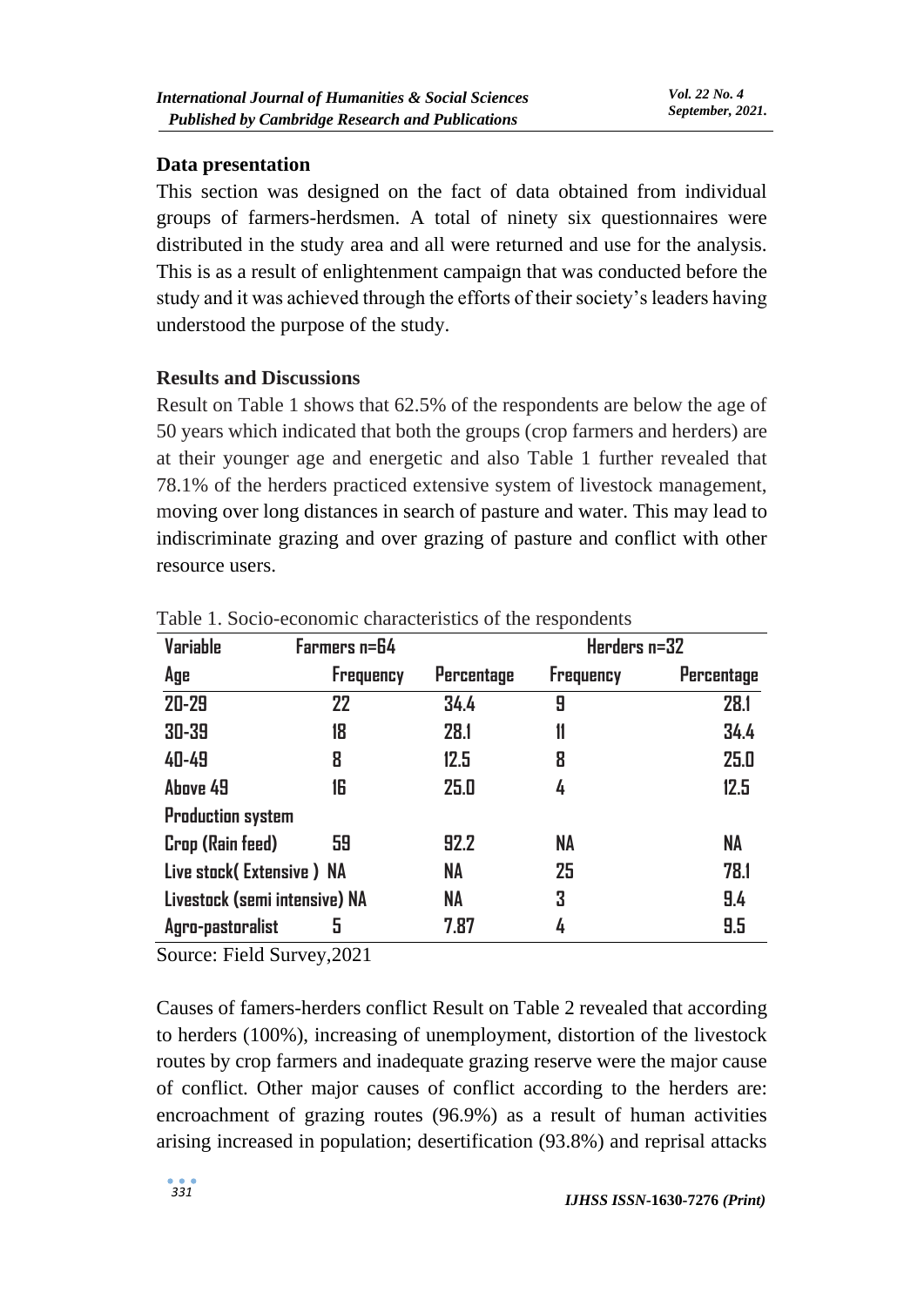## Data presentation

This section was designed on the fact of data obtained from individual groups of farmers-herdsmen. A total of ninety six questionnaires were distributed in the study area and all were returned and use for the analysis. This is as a result of enlightenment campaign that was conducted before the study and it was achieved through the efforts of their society's leaders having understood the purpose of the study.

## Results and Discussions

Result on Table 1 shows that 62.5% of the respondents are below the age of 50 years which indicated that both the groups (crop farmers and herders) are at their younger age and energetic and also Table 1 further revealed that 78.1% of the herders practiced extensive system of livestock management, moving over long distances in search of pasture and water. This may lead to indiscriminate grazing and over grazing of pasture and conflict with other resource users.

Table 1. Socio-economic characteristics of the respondents

| Variable | Farmers n=64 | | Herders n=32 | |
|---|---|---|---|---|
| Age | Frequency | Percentage | Frequency | Percentage |
| 20-29 | 22 | 34.4 | 9 | 28.1 |
| 30-39 | 18 | 28.1 | 11 | 34.4 |
| 40-49 | 8 | 12.5 | 8 | 25.0 |
| Above 49 | 16 | 25.0 | 4 | 12.5 |
| **Production system** | | | | |
| Crop (Rain feed) | 59 | 92.2 | NA | NA |
| Live stock( Extensive ) | NA | NA | 25 | 78.1 |
| Livestock (semi intensive) | NA | NA | 3 | 9.4 |
| Agro-pastoralist | 5 | 7.87 | 4 | 9.5 |

Source: Field Survey,2021

Causes of famers-herders conflict Result on Table 2 revealed that according to herders (100%), increasing of unemployment, distortion of the livestock routes by crop farmers and inadequate grazing reserve were the major cause of conflict. Other major causes of conflict according to the herders are: encroachment of grazing routes (96.9%) as a result of human activities arising increased in population; desertification (93.8%) and reprisal attacks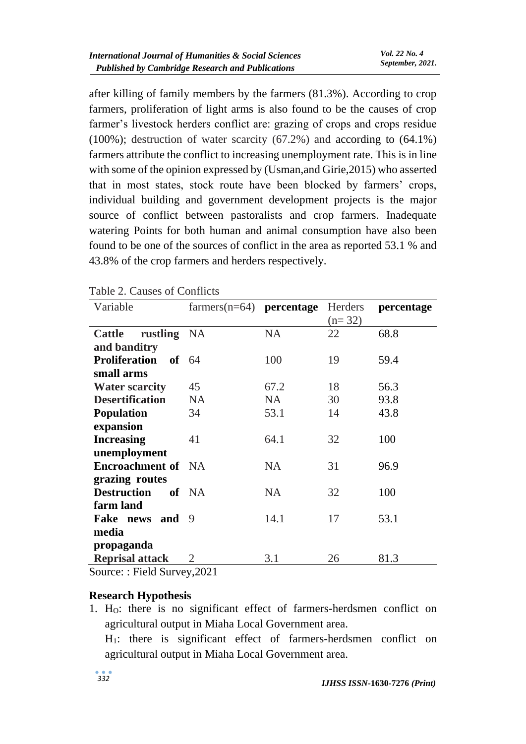after killing of family members by the farmers (81.3%). According to crop farmers, proliferation of light arms is also found to be the causes of crop farmer's livestock herders conflict are: grazing of crops and crops residue (100%); destruction of water scarcity (67.2%) and according to (64.1%) farmers attribute the conflict to increasing unemployment rate. This is in line with some of the opinion expressed by (Usman,and Girie,2015) who asserted that in most states, stock route have been blocked by farmers' crops, individual building and government development projects is the major source of conflict between pastoralists and crop farmers. Inadequate watering Points for both human and animal consumption have also been found to be one of the sources of conflict in the area as reported 53.1 % and 43.8% of the crop farmers and herders respectively.

Table 2. Causes of Conflicts

| Variable | farmers(n=64) | **percentage** | Herders (n= 32) | **percentage** |
|---|---|---|---|---|
| **Cattle rustling and banditry** | NA | NA | 22 | 68.8 |
| **Proliferation of small arms** | 64 | 100 | 19 | 59.4 |
| **Water scarcity** | 45 | 67.2 | 18 | 56.3 |
| **Desertification** | NA | NA | 30 | 93.8 |
| **Population expansion** | 34 | 53.1 | 14 | 43.8 |
| **Increasing unemployment** | 41 | 64.1 | 32 | 100 |
| **Encroachment of grazing routes** | NA | NA | 31 | 96.9 |
| **Destruction of farm land** | NA | NA | 32 | 100 |
| **Fake news and media propaganda** | 9 | 14.1 | 17 | 53.1 |
| **Reprisal attack** | 2 | 3.1 | 26 | 81.3 |

Source: : Field Survey,2021

### Research Hypothesis

1. $H_O$: there is no significant effect of farmers-herdsmen conflict on agricultural output in Miaha Local Government area.

   $H_1$: there is significant effect of farmers-herdsmen conflict on agricultural output in Miaha Local Government area.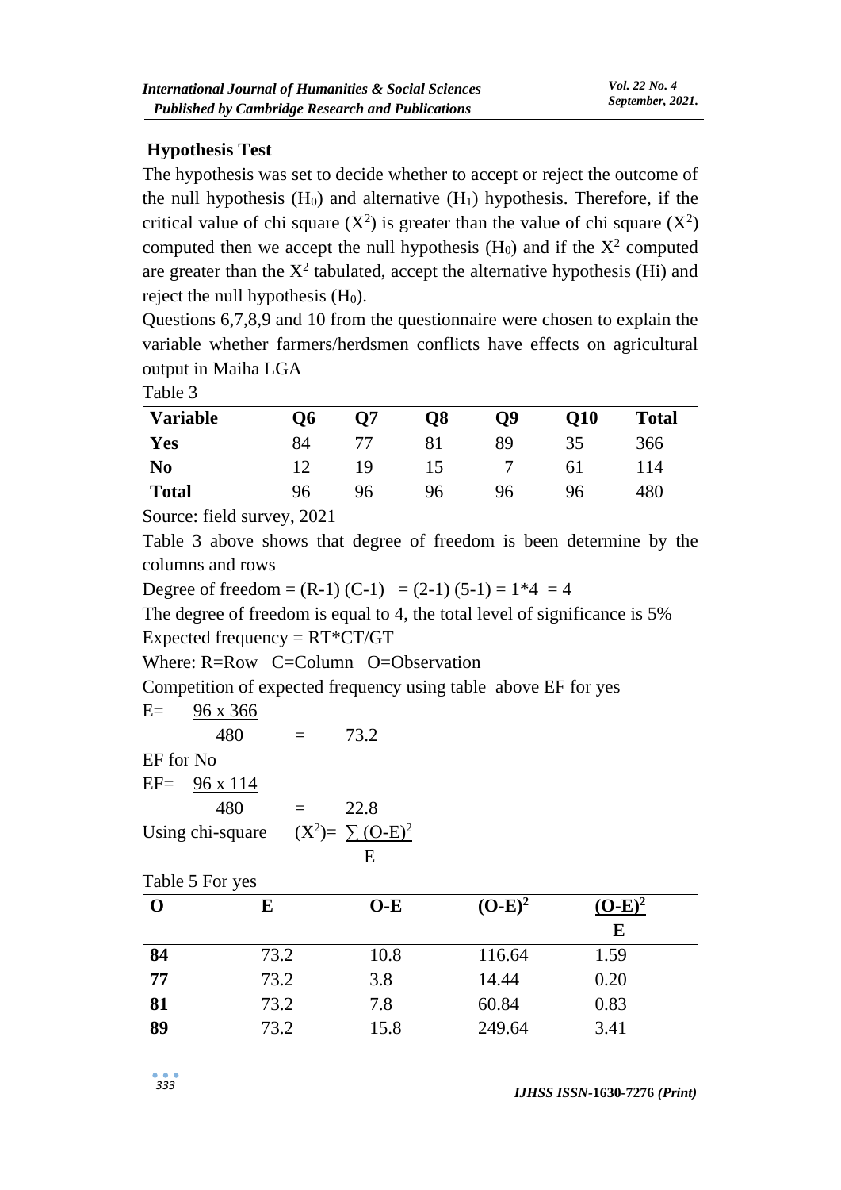### Hypothesis Test

The hypothesis was set to decide whether to accept or reject the outcome of the null hypothesis ($H_0$) and alternative ($H_1$) hypothesis. Therefore, if the critical value of chi square ($X^2$) is greater than the value of chi square ($X^2$) computed then we accept the null hypothesis ($H_0$) and if the $X^2$ computed are greater than the $X^2$ tabulated, accept the alternative hypothesis (Hi) and reject the null hypothesis ($H_0$).

Questions 6,7,8,9 and 10 from the questionnaire were chosen to explain the variable whether farmers/herdsmen conflicts have effects on agricultural output in Maiha LGA

Table 3

| Variable | Q6 | Q7 | Q8 | Q9 | Q10 | Total |
|---|---|---|---|---|---|---|
| **Yes** | 84 | 77 | 81 | 89 | 35 | 366 |
| **No** | 12 | 19 | 15 | 7 | 61 | 114 |
| **Total** | 96 | 96 | 96 | 96 | 96 | 480 |

Source: field survey, 2021

Table 3 above shows that degree of freedom is been determine by the columns and rows

Degree of freedom = (R-1) (C-1) = (2-1) (5-1) = 1*4 = 4

The degree of freedom is equal to 4, the total level of significance is 5%

Expected frequency = RT*CT/GT

Where: R=Row C=Column O=Observation

Competition of expected frequency using table above EF for yes

$$E = \frac{96 \times 366}{480} = 73.2$$

EF for No

$$EF = \frac{96 \times 114}{480} = 22.8$$

Using chi-square $(X^2) = \sum \frac{(O-E)^2}{E}$

Table 5 For yes

| O | E | O-E | $(O-E)^2$ | $\frac{(O-E)^2}{E}$ |
|---|---|---|---|---|
| **84** | 73.2 | 10.8 | 116.64 | 1.59 |
| **77** | 73.2 | 3.8 | 14.44 | 0.20 |
| **81** | 73.2 | 7.8 | 60.84 | 0.83 |
| **89** | 73.2 | 15.8 | 249.64 | 3.41 |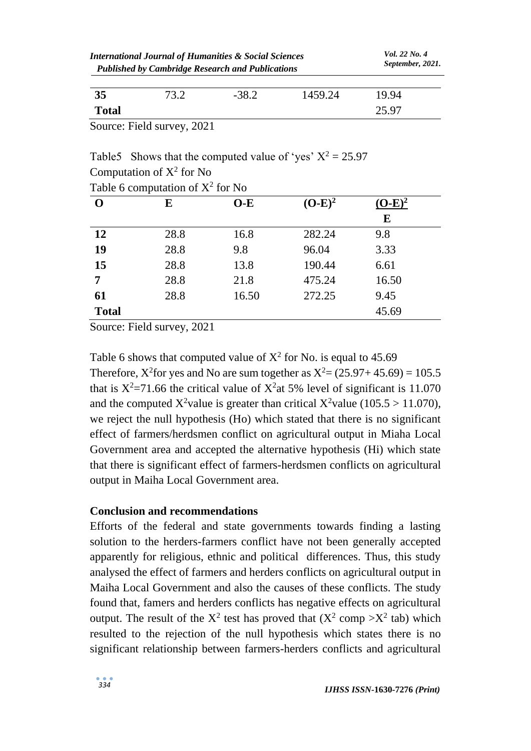| 35 | 73.2 | -38.2 | 1459.24 | 19.94 |
|---|---|---|---|---|
| **Total** | | | | 25.97 |

Source: Field survey, 2021

Table5 Shows that the computed value of 'yes' $X^2 = 25.97$

Computation of $X^2$ for No

Table 6 computation of $X^2$ for No

| O | E | O-E | $(O-E)^2$ | $\frac{(O-E)^2}{E}$ |
|---|---|---|---|---|
| **12** | 28.8 | 16.8 | 282.24 | 9.8 |
| **19** | 28.8 | 9.8 | 96.04 | 3.33 |
| **15** | 28.8 | 13.8 | 190.44 | 6.61 |
| **7** | 28.8 | 21.8 | 475.24 | 16.50 |
| **61** | 28.8 | 16.50 | 272.25 | 9.45 |
| **Total** | | | | 45.69 |

Source: Field survey, 2021

Table 6 shows that computed value of $X^2$ for No. is equal to 45.69

Therefore, $X^2$for yes and No are sum together as $X^2= (25.97+ 45.69) = 105.5$ that is $X^2=71.66$ the critical value of $X^2$at 5% level of significant is 11.070 and the computed $X^2$value is greater than critical $X^2$value ($105.5 > 11.070$), we reject the null hypothesis (Ho) which stated that there is no significant effect of farmers/herdsmen conflict on agricultural output in Miaha Local Government area and accepted the alternative hypothesis (Hi) which state that there is significant effect of farmers-herdsmen conflicts on agricultural output in Maiha Local Government area.

## Conclusion and recommendations

Efforts of the federal and state governments towards finding a lasting solution to the herders-farmers conflict have not been generally accepted apparently for religious, ethnic and political differences. Thus, this study analysed the effect of farmers and herders conflicts on agricultural output in Maiha Local Government and also the causes of these conflicts. The study found that, famers and herders conflicts has negative effects on agricultural output. The result of the $X^2$ test has proved that ($X^2$ comp $>X^2$ tab) which resulted to the rejection of the null hypothesis which states there is no significant relationship between farmers-herders conflicts and agricultural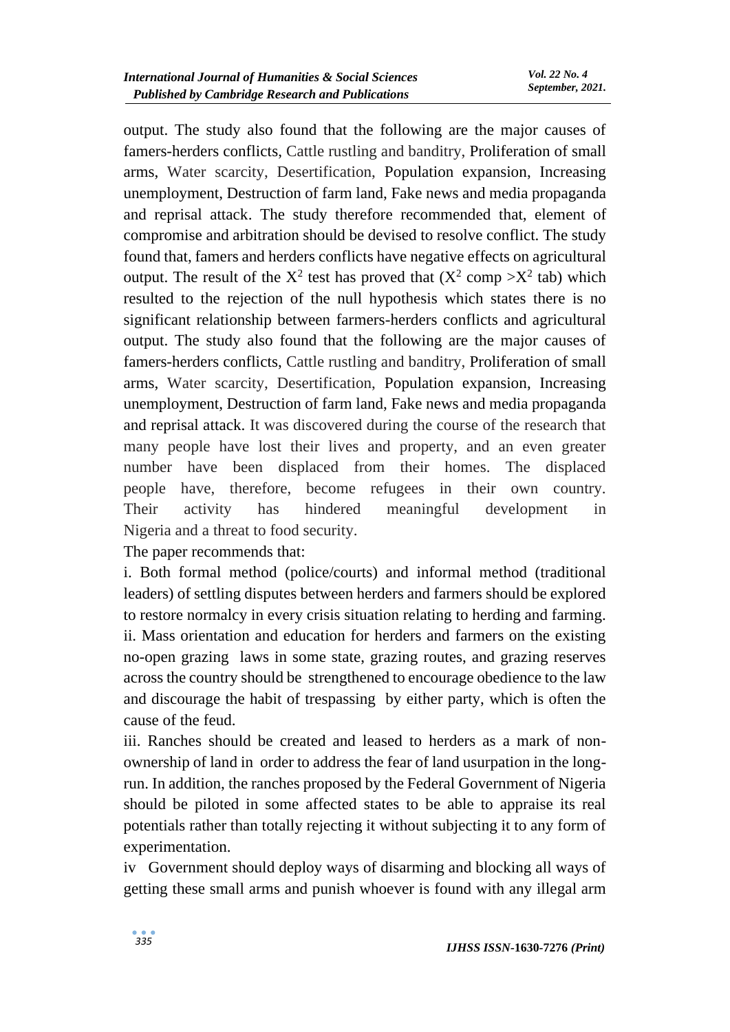output. The study also found that the following are the major causes of famers-herders conflicts, Cattle rustling and banditry, Proliferation of small arms, Water scarcity, Desertification, Population expansion, Increasing unemployment, Destruction of farm land, Fake news and media propaganda and reprisal attack. The study therefore recommended that, element of compromise and arbitration should be devised to resolve conflict. The study found that, famers and herders conflicts have negative effects on agricultural output. The result of the $X^2$ test has proved that ($X^2$ comp $>X^2$ tab) which resulted to the rejection of the null hypothesis which states there is no significant relationship between farmers-herders conflicts and agricultural output. The study also found that the following are the major causes of famers-herders conflicts, Cattle rustling and banditry, Proliferation of small arms, Water scarcity, Desertification, Population expansion, Increasing unemployment, Destruction of farm land, Fake news and media propaganda and reprisal attack. It was discovered during the course of the research that many people have lost their lives and property, and an even greater number have been displaced from their homes. The displaced people have, therefore, become refugees in their own country. Their activity has hindered meaningful development in Nigeria and a threat to food security.

The paper recommends that:

i. Both formal method (police/courts) and informal method (traditional leaders) of settling disputes between herders and farmers should be explored to restore normalcy in every crisis situation relating to herding and farming.

ii. Mass orientation and education for herders and farmers on the existing no-open grazing laws in some state, grazing routes, and grazing reserves across the country should be strengthened to encourage obedience to the law and discourage the habit of trespassing by either party, which is often the cause of the feud.

iii. Ranches should be created and leased to herders as a mark of non-ownership of land in order to address the fear of land usurpation in the long-run. In addition, the ranches proposed by the Federal Government of Nigeria should be piloted in some affected states to be able to appraise its real potentials rather than totally rejecting it without subjecting it to any form of experimentation.

iv Government should deploy ways of disarming and blocking all ways of getting these small arms and punish whoever is found with any illegal arm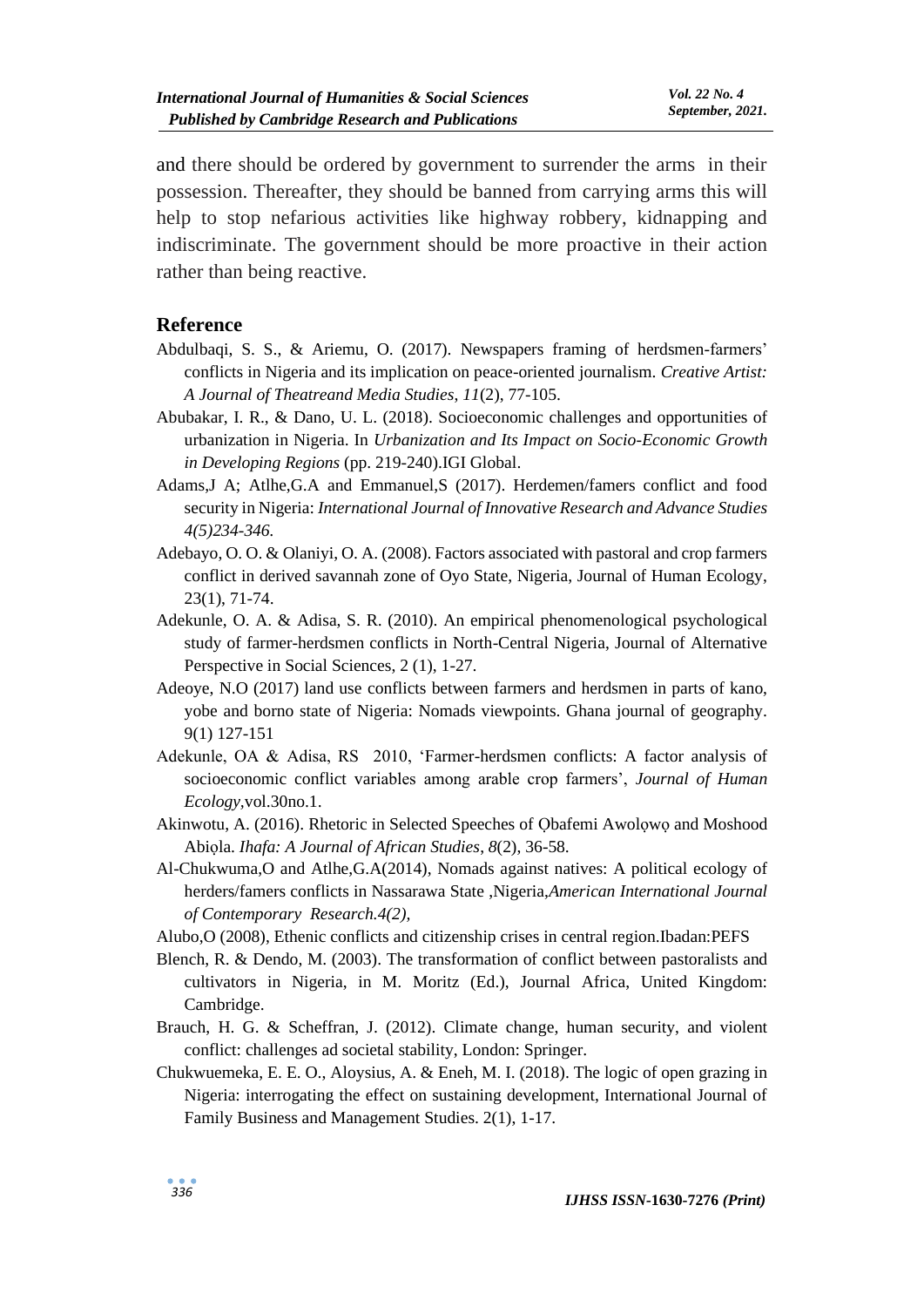and there should be ordered by government to surrender the arms in their possession. Thereafter, they should be banned from carrying arms this will help to stop nefarious activities like highway robbery, kidnapping and indiscriminate. The government should be more proactive in their action rather than being reactive.

## Reference

Abdulbaqi, S. S., & Ariemu, O. (2017). Newspapers framing of herdsmen-farmers' conflicts in Nigeria and its implication on peace-oriented journalism. *Creative Artist: A Journal of Theatreand Media Studies*, *11*(2), 77-105.

Abubakar, I. R., & Dano, U. L. (2018). Socioeconomic challenges and opportunities of urbanization in Nigeria. In *Urbanization and Its Impact on Socio-Economic Growth in Developing Regions* (pp. 219-240).IGI Global.

Adams,J A; Atlhe,G.A and Emmanuel,S (2017). Herdemen/famers conflict and food security in Nigeria: *International Journal of Innovative Research and Advance Studies 4(5)234-346.*

Adebayo, O. O. & Olaniyi, O. A. (2008). Factors associated with pastoral and crop farmers conflict in derived savannah zone of Oyo State, Nigeria, Journal of Human Ecology, 23(1), 71-74.

Adekunle, O. A. & Adisa, S. R. (2010). An empirical phenomenological psychological study of farmer-herdsmen conflicts in North-Central Nigeria, Journal of Alternative Perspective in Social Sciences, 2 (1), 1-27.

Adeoye, N.O (2017) land use conflicts between farmers and herdsmen in parts of kano, yobe and borno state of Nigeria: Nomads viewpoints. Ghana journal of geography. 9(1) 127-151

Adekunle, OA & Adisa, RS 2010, 'Farmer-herdsmen conflicts: A factor analysis of socioeconomic conflict variables among arable crop farmers', *Journal of Human Ecology*,vol.30no.1.

Akinwotu, A. (2016). Rhetoric in Selected Speeches of Ọbafemi Awolọwọ and Moshood Abiọla. *Ihafa: A Journal of African Studies*, *8*(2), 36-58.

Al-Chukwuma,O and Atlhe,G.A(2014), Nomads against natives: A political ecology of herders/famers conflicts in Nassarawa State ,Nigeria,*American International Journal of Contemporary Research.4(2),*

Alubo,O (2008), Ethenic conflicts and citizenship crises in central region.Ibadan:PEFS

Blench, R. & Dendo, M. (2003). The transformation of conflict between pastoralists and cultivators in Nigeria, in M. Moritz (Ed.), Journal Africa, United Kingdom: Cambridge.

Brauch, H. G. & Scheffran, J. (2012). Climate change, human security, and violent conflict: challenges ad societal stability, London: Springer.

Chukwuemeka, E. E. O., Aloysius, A. & Eneh, M. I. (2018). The logic of open grazing in Nigeria: interrogating the effect on sustaining development, International Journal of Family Business and Management Studies. 2(1), 1-17.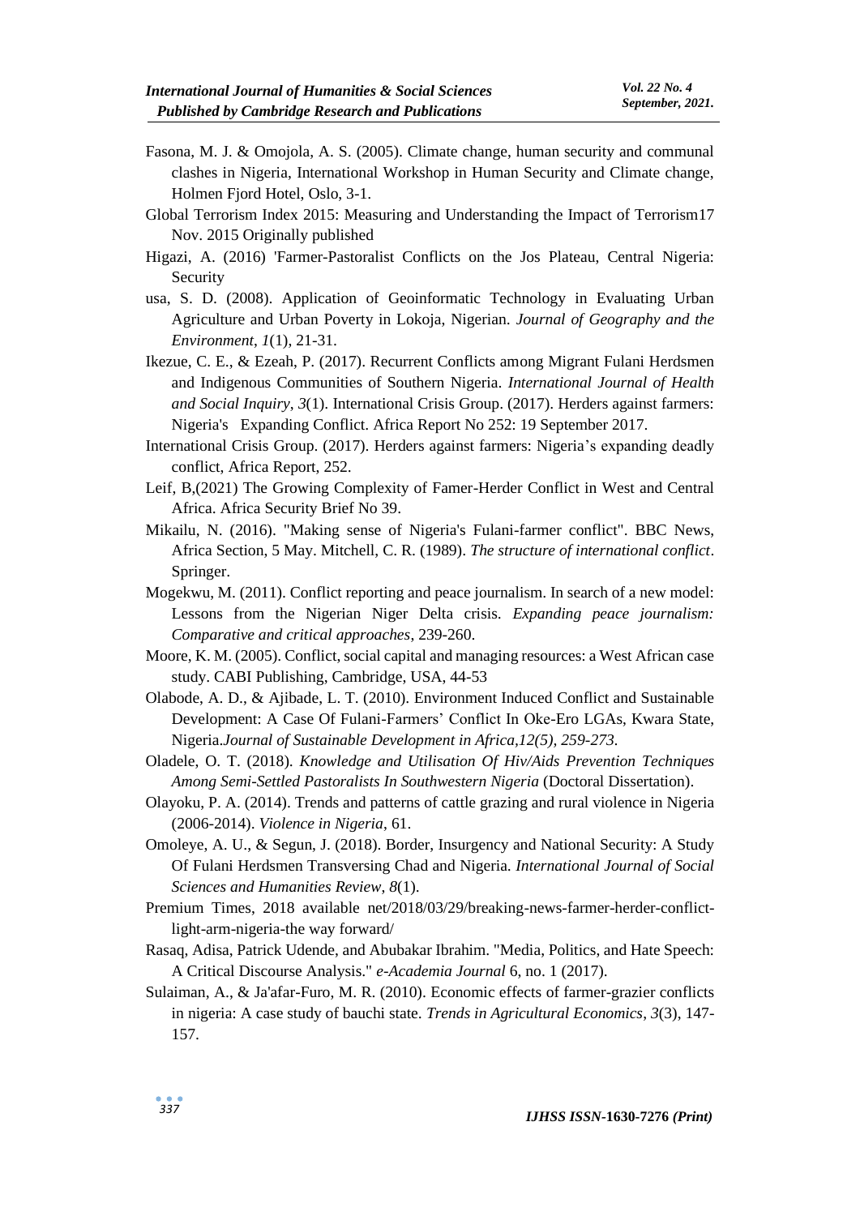Fasona, M. J. & Omojola, A. S. (2005). Climate change, human security and communal clashes in Nigeria, International Workshop in Human Security and Climate change, Holmen Fjord Hotel, Oslo, 3-1.

Global Terrorism Index 2015: Measuring and Understanding the Impact of Terrorism17 Nov. 2015 Originally published

Higazi, A. (2016) 'Farmer-Pastoralist Conflicts on the Jos Plateau, Central Nigeria: Security

usa, S. D. (2008). Application of Geoinformatic Technology in Evaluating Urban Agriculture and Urban Poverty in Lokoja, Nigerian. *Journal of Geography and the Environment*, *1*(1), 21-31.

Ikezue, C. E., & Ezeah, P. (2017). Recurrent Conflicts among Migrant Fulani Herdsmen and Indigenous Communities of Southern Nigeria. *International Journal of Health and Social Inquiry*, *3*(1). International Crisis Group. (2017). Herders against farmers: Nigeria's Expanding Conflict. Africa Report No 252: 19 September 2017.

International Crisis Group. (2017). Herders against farmers: Nigeria's expanding deadly conflict, Africa Report, 252.

Leif, B,(2021) The Growing Complexity of Famer-Herder Conflict in West and Central Africa. Africa Security Brief No 39.

Mikailu, N. (2016). "Making sense of Nigeria's Fulani-farmer conflict". BBC News, Africa Section, 5 May. Mitchell, C. R. (1989). *The structure of international conflict*. Springer.

Mogekwu, M. (2011). Conflict reporting and peace journalism. In search of a new model: Lessons from the Nigerian Niger Delta crisis. *Expanding peace journalism: Comparative and critical approaches*, 239-260.

Moore, K. M. (2005). Conflict, social capital and managing resources: a West African case study. CABI Publishing, Cambridge, USA, 44-53

Olabode, A. D., & Ajibade, L. T. (2010). Environment Induced Conflict and Sustainable Development: A Case Of Fulani-Farmers' Conflict In Oke-Ero LGAs, Kwara State, Nigeria.*Journal of Sustainable Development in Africa,12(5), 259-273.*

Oladele, O. T. (2018). *Knowledge and Utilisation Of Hiv/Aids Prevention Techniques Among Semi-Settled Pastoralists In Southwestern Nigeria* (Doctoral Dissertation).

Olayoku, P. A. (2014). Trends and patterns of cattle grazing and rural violence in Nigeria (2006-2014). *Violence in Nigeria*, 61.

Omoleye, A. U., & Segun, J. (2018). Border, Insurgency and National Security: A Study Of Fulani Herdsmen Transversing Chad and Nigeria. *International Journal of Social Sciences and Humanities Review*, *8*(1).

Premium Times, 2018 available net/2018/03/29/breaking-news-farmer-herder-conflict-light-arm-nigeria-the way forward/

Rasaq, Adisa, Patrick Udende, and Abubakar Ibrahim. "Media, Politics, and Hate Speech: A Critical Discourse Analysis." *e-Academia Journal* 6, no. 1 (2017).

Sulaiman, A., & Ja'afar-Furo, M. R. (2010). Economic effects of farmer-grazier conflicts in nigeria: A case study of bauchi state. *Trends in Agricultural Economics*, *3*(3), 147-157.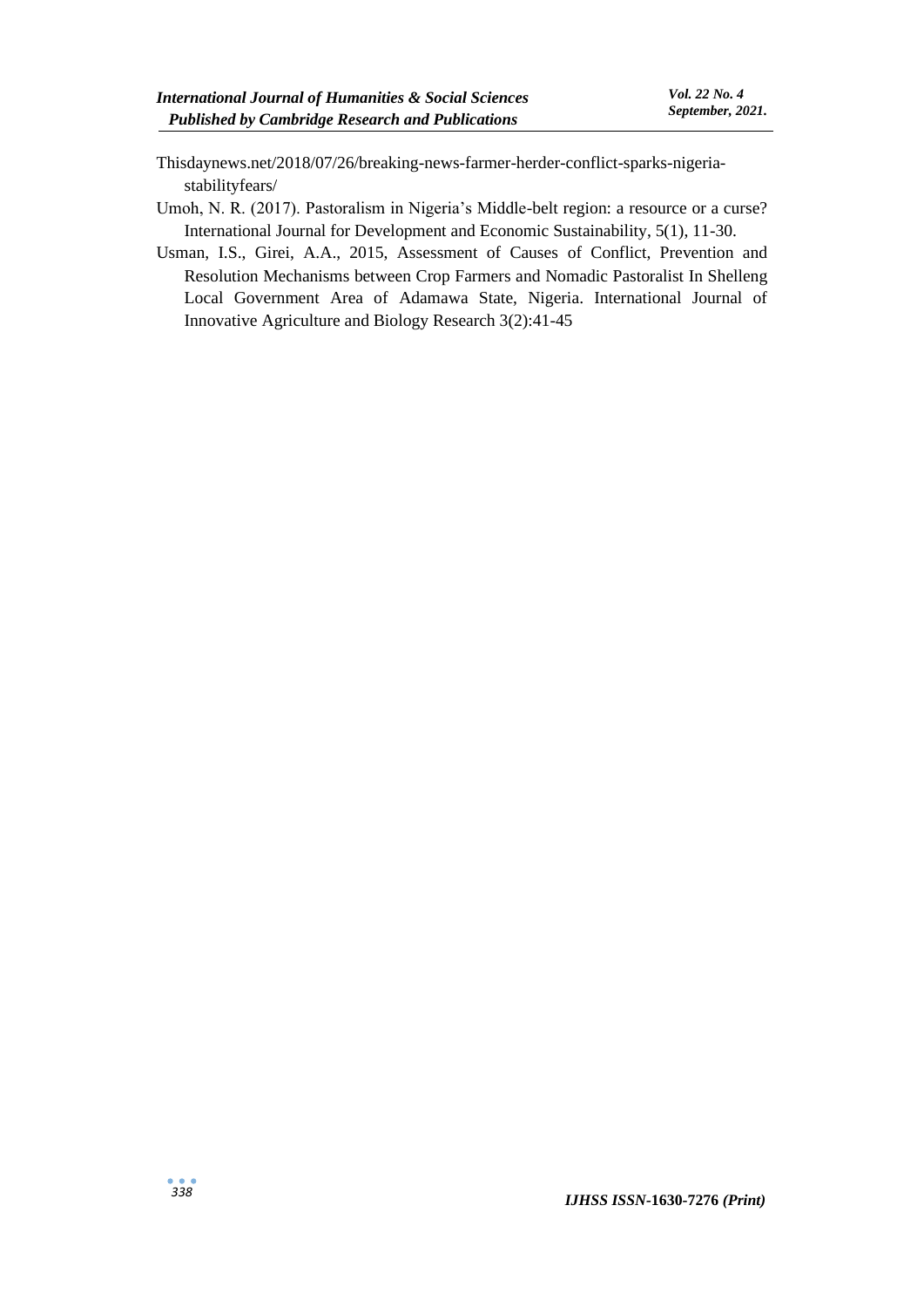Thisdaynews.net/2018/07/26/breaking-news-farmer-herder-conflict-sparks-nigeria-stabilityfears/

Umoh, N. R. (2017). Pastoralism in Nigeria's Middle-belt region: a resource or a curse? International Journal for Development and Economic Sustainability, 5(1), 11-30.

Usman, I.S., Girei, A.A., 2015, Assessment of Causes of Conflict, Prevention and Resolution Mechanisms between Crop Farmers and Nomadic Pastoralist In Shelleng Local Government Area of Adamawa State, Nigeria. International Journal of Innovative Agriculture and Biology Research 3(2):41-45